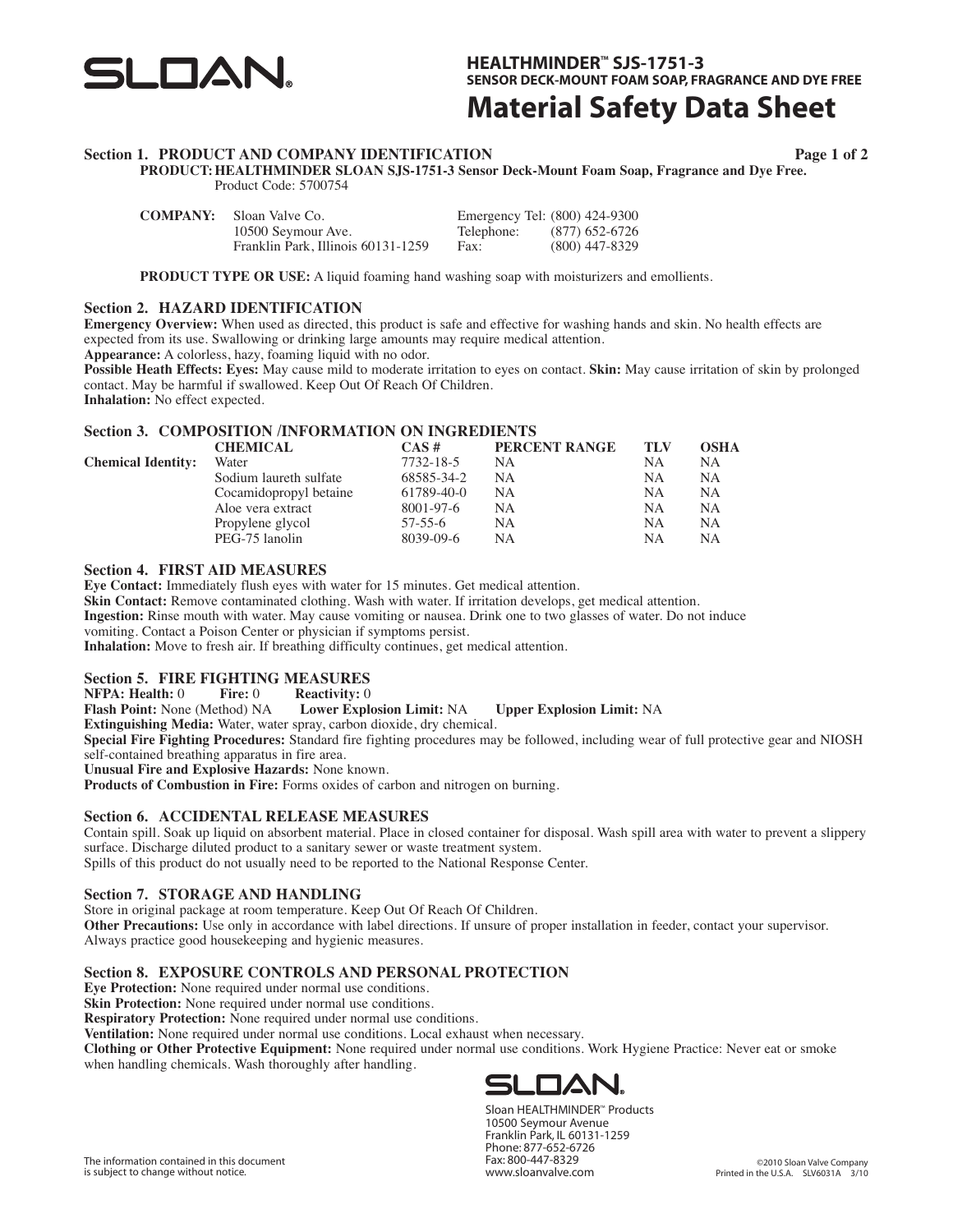SLOAN®

## HEALTHMINDER™ SJS-1751-3
### SENSOR DECK-MOUNT FOAM SOAP, FRAGRANCE AND DYE FREE

# Material Safety Data Sheet

## Section 1. PRODUCT AND COMPANY IDENTIFICATION

**PRODUCT: HEALTHMINDER SLOAN SJS-1751-3 Sensor Deck-Mount Foam Soap, Fragrance and Dye Free.**
Product Code: 5700754

**COMPANY:** Sloan Valve Co.
10500 Seymour Ave.
Franklin Park, Illinois 60131-1259

Emergency Tel: (800) 424-9300
Telephone: (877) 652-6726
Fax: (800) 447-8329

**PRODUCT TYPE OR USE:** A liquid foaming hand washing soap with moisturizers and emollients.

## Section 2. HAZARD IDENTIFICATION

**Emergency Overview:** When used as directed, this product is safe and effective for washing hands and skin. No health effects are expected from its use. Swallowing or drinking large amounts may require medical attention.
**Appearance:** A colorless, hazy, foaming liquid with no odor.
**Possible Heath Effects: Eyes:** May cause mild to moderate irritation to eyes on contact. **Skin:** May cause irritation of skin by prolonged contact. May be harmful if swallowed. Keep Out Of Reach Of Children.
**Inhalation:** No effect expected.

## Section 3. COMPOSITION /INFORMATION ON INGREDIENTS

| | CHEMICAL | CAS # | PERCENT RANGE | TLV | OSHA |
|---|---|---|---|---|---|
| **Chemical Identity:** | Water | 7732-18-5 | NA | NA | NA |
| | Sodium laureth sulfate | 68585-34-2 | NA | NA | NA |
| | Cocamidopropyl betaine | 61789-40-0 | NA | NA | NA |
| | Aloe vera extract | 8001-97-6 | NA | NA | NA |
| | Propylene glycol | 57-55-6 | NA | NA | NA |
| | PEG-75 lanolin | 8039-09-6 | NA | NA | NA |

## Section 4. FIRST AID MEASURES

**Eye Contact:** Immediately flush eyes with water for 15 minutes. Get medical attention.
**Skin Contact:** Remove contaminated clothing. Wash with water. If irritation develops, get medical attention.
**Ingestion:** Rinse mouth with water. May cause vomiting or nausea. Drink one to two glasses of water. Do not induce vomiting. Contact a Poison Center or physician if symptoms persist.
**Inhalation:** Move to fresh air. If breathing difficulty continues, get medical attention.

## Section 5. FIRE FIGHTING MEASURES

**NFPA: Health:** 0 **Fire:** 0 **Reactivity:** 0
**Flash Point:** None (Method) NA **Lower Explosion Limit:** NA **Upper Explosion Limit:** NA
**Extinguishing Media:** Water, water spray, carbon dioxide, dry chemical.
**Special Fire Fighting Procedures:** Standard fire fighting procedures may be followed, including wear of full protective gear and NIOSH self-contained breathing apparatus in fire area.
**Unusual Fire and Explosive Hazards:** None known.
**Products of Combustion in Fire:** Forms oxides of carbon and nitrogen on burning.

## Section 6. ACCIDENTAL RELEASE MEASURES

Contain spill. Soak up liquid on absorbent material. Place in closed container for disposal. Wash spill area with water to prevent a slippery surface. Discharge diluted product to a sanitary sewer or waste treatment system.
Spills of this product do not usually need to be reported to the National Response Center.

## Section 7. STORAGE AND HANDLING

Store in original package at room temperature. Keep Out Of Reach Of Children.
**Other Precautions:** Use only in accordance with label directions. If unsure of proper installation in feeder, contact your supervisor. Always practice good housekeeping and hygienic measures.

## Section 8. EXPOSURE CONTROLS AND PERSONAL PROTECTION

**Eye Protection:** None required under normal use conditions.
**Skin Protection:** None required under normal use conditions.
**Respiratory Protection:** None required under normal use conditions.
**Ventilation:** None required under normal use conditions. Local exhaust when necessary.
**Clothing or Other Protective Equipment:** None required under normal use conditions. Work Hygiene Practice: Never eat or smoke when handling chemicals. Wash thoroughly after handling.

SLOAN®

Sloan HEALTHMINDER™ Products
10500 Seymour Avenue
Franklin Park, IL 60131-1259
Phone: 877-652-6726
Fax: 800-447-8329
www.sloanvalve.com

The information contained in this document is subject to change without notice.

©2010 Sloan Valve Company
Printed in the U.S.A. SLV6031A 3/10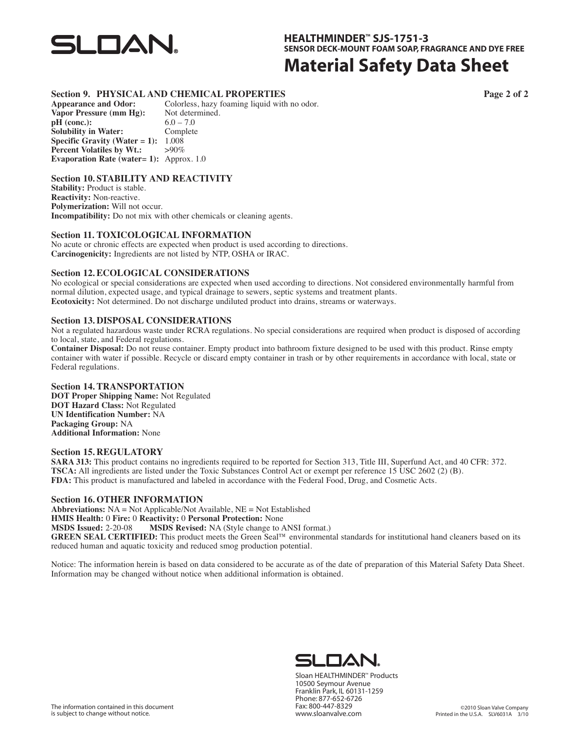# HEALTHMINDER™ SJS-1751-3

**SENSOR DECK-MOUNT FOAM SOAP, FRAGRANCE AND DYE FREE**

# Material Safety Data Sheet

## Section 9. PHYSICAL AND CHEMICAL PROPERTIES

**Appearance and Odor:** Colorless, hazy foaming liquid with no odor.
**Vapor Pressure (mm Hg):** Not determined.
**pH (conc.):** 6.0 – 7.0
**Solubility in Water:** Complete
**Specific Gravity (Water = 1):** 1.008
**Percent Volatiles by Wt.:** >90%
**Evaporation Rate (water= 1):** Approx. 1.0

## Section 10. STABILITY AND REACTIVITY

**Stability:** Product is stable.
**Reactivity:** Non-reactive.
**Polymerization:** Will not occur.
**Incompatibility:** Do not mix with other chemicals or cleaning agents.

## Section 11. TOXICOLOGICAL INFORMATION

No acute or chronic effects are expected when product is used according to directions.
**Carcinogenicity:** Ingredients are not listed by NTP, OSHA or IRAC.

## Section 12. ECOLOGICAL CONSIDERATIONS

No ecological or special considerations are expected when used according to directions. Not considered environmentally harmful from normal dilution, expected usage, and typical drainage to sewers, septic systems and treatment plants.
**Ecotoxicity:** Not determined. Do not discharge undiluted product into drains, streams or waterways.

## Section 13. DISPOSAL CONSIDERATIONS

Not a regulated hazardous waste under RCRA regulations. No special considerations are required when product is disposed of according to local, state, and Federal regulations.
**Container Disposal:** Do not reuse container. Empty product into bathroom fixture designed to be used with this product. Rinse empty container with water if possible. Recycle or discard empty container in trash or by other requirements in accordance with local, state or Federal regulations.

## Section 14. TRANSPORTATION

**DOT Proper Shipping Name:** Not Regulated
**DOT Hazard Class:** Not Regulated
**UN Identification Number:** NA
**Packaging Group:** NA
**Additional Information:** None

## Section 15. REGULATORY

**SARA 313:** This product contains no ingredients required to be reported for Section 313, Title III, Superfund Act, and 40 CFR: 372.
**TSCA:** All ingredients are listed under the Toxic Substances Control Act or exempt per reference 15 USC 2602 (2) (B).
**FDA:** This product is manufactured and labeled in accordance with the Federal Food, Drug, and Cosmetic Acts.

## Section 16. OTHER INFORMATION

**Abbreviations:** NA = Not Applicable/Not Available, NE = Not Established
**HMIS Health:** 0 **Fire:** 0 **Reactivity:** 0 **Personal Protection:** None
**MSDS Issued:** 2-20-08 **MSDS Revised:** NA (Style change to ANSI format.)
**GREEN SEAL CERTIFIED:** This product meets the Green Seal™ environmental standards for institutional hand cleaners based on its reduced human and aquatic toxicity and reduced smog production potential.

Notice: The information herein is based on data considered to be accurate as of the date of preparation of this Material Safety Data Sheet. Information may be changed without notice when additional information is obtained.

Sloan HEALTHMINDER™ Products
10500 Seymour Avenue
Franklin Park, IL 60131-1259
Phone: 877-652-6726
Fax: 800-447-8329
www.sloanvalve.com

The information contained in this document is subject to change without notice.

©2010 Sloan Valve Company
Printed in the U.S.A. SLV6031A 3/10